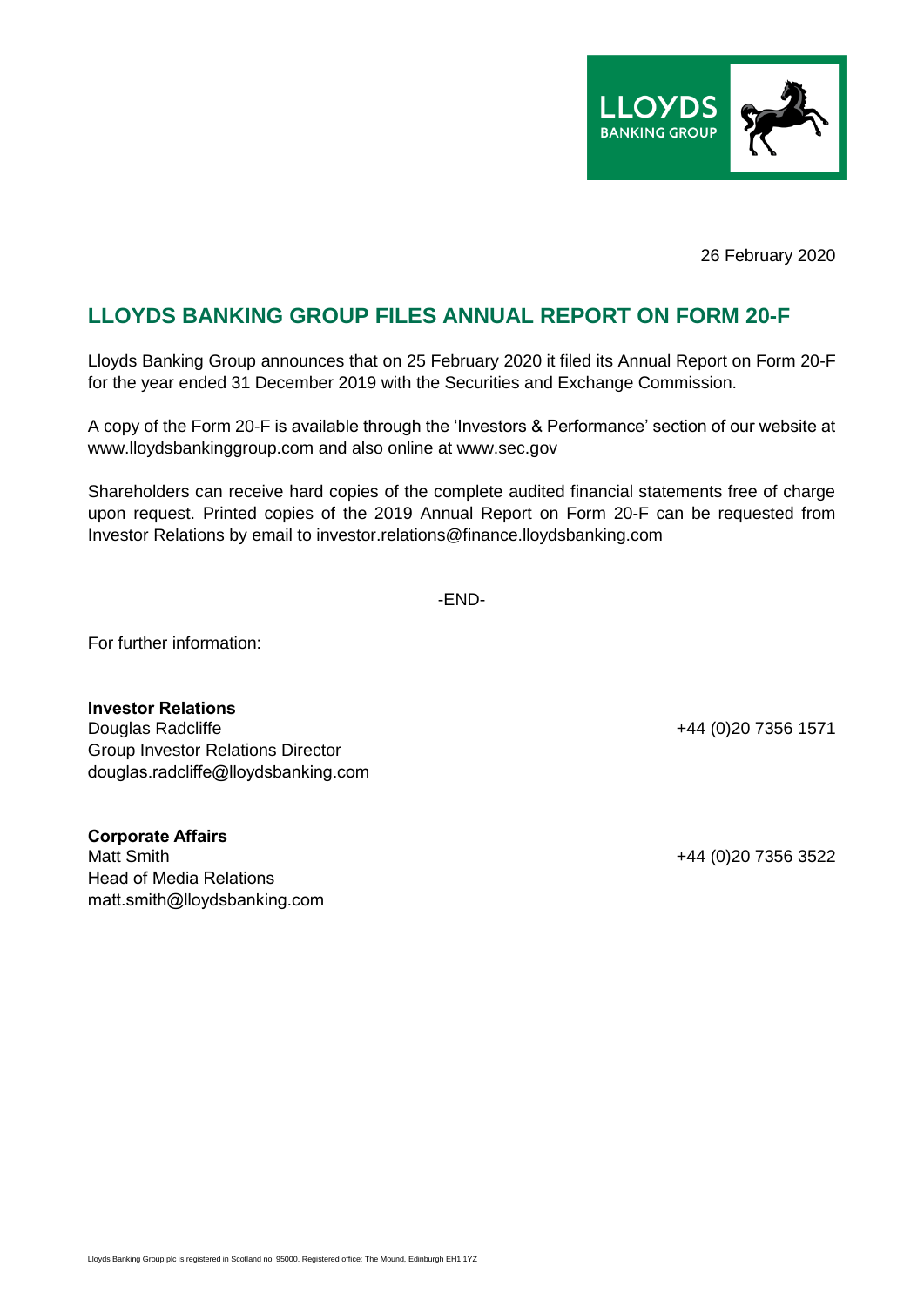26 February 2020

# LLOYDS BANKING GROUP FILES ANNUAL REPORT ON FORM 20-F

Lloyds Banking Group announces that on 25 February 2020 it filed its Annual Report on Form 20-F for the year ended 31 December 2019 with the Securities and Exchange Commission.

A copy of the Form 20-F is available through the 'Investors & Performance' section of our website at www.lloydsbankinggroup.com and also online at www.sec.gov

Shareholders can receive hard copies of the complete audited financial statements free of charge upon request. Printed copies of the 2019 Annual Report on Form 20-F can be requested from Investor Relations by email to investor.relations@finance.lloydsbanking.com

-END-

For further information:

**Investor Relations**
Douglas Radcliffe +44 (0)20 7356 1571
Group Investor Relations Director
douglas.radcliffe@lloydsbanking.com

**Corporate Affairs**
Matt Smith +44 (0)20 7356 3522
Head of Media Relations
matt.smith@lloydsbanking.com

Lloyds Banking Group plc is registered in Scotland no. 95000. Registered office: The Mound, Edinburgh EH1 1YZ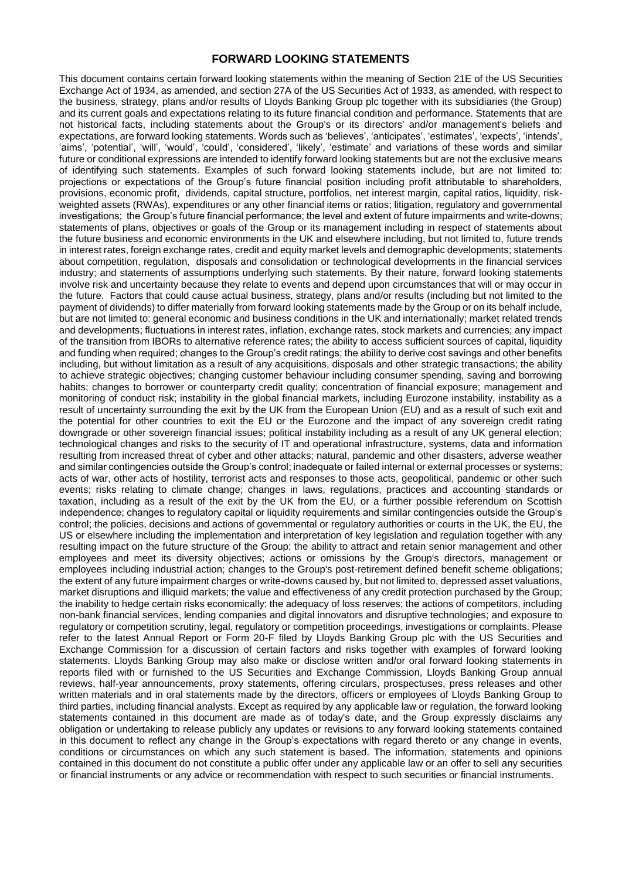# FORWARD LOOKING STATEMENTS

This document contains certain forward looking statements within the meaning of Section 21E of the US Securities Exchange Act of 1934, as amended, and section 27A of the US Securities Act of 1933, as amended, with respect to the business, strategy, plans and/or results of Lloyds Banking Group plc together with its subsidiaries (the Group) and its current goals and expectations relating to its future financial condition and performance. Statements that are not historical facts, including statements about the Group's or its directors' and/or management's beliefs and expectations, are forward looking statements. Words such as 'believes', 'anticipates', 'estimates', 'expects', 'intends', 'aims', 'potential', 'will', 'would', 'could', 'considered', 'likely', 'estimate' and variations of these words and similar future or conditional expressions are intended to identify forward looking statements but are not the exclusive means of identifying such statements. Examples of such forward looking statements include, but are not limited to: projections or expectations of the Group's future financial position including profit attributable to shareholders, provisions, economic profit, dividends, capital structure, portfolios, net interest margin, capital ratios, liquidity, risk-weighted assets (RWAs), expenditures or any other financial items or ratios; litigation, regulatory and governmental investigations; the Group's future financial performance; the level and extent of future impairments and write-downs; statements of plans, objectives or goals of the Group or its management including in respect of statements about the future business and economic environments in the UK and elsewhere including, but not limited to, future trends in interest rates, foreign exchange rates, credit and equity market levels and demographic developments; statements about competition, regulation, disposals and consolidation or technological developments in the financial services industry; and statements of assumptions underlying such statements. By their nature, forward looking statements involve risk and uncertainty because they relate to events and depend upon circumstances that will or may occur in the future. Factors that could cause actual business, strategy, plans and/or results (including but not limited to the payment of dividends) to differ materially from forward looking statements made by the Group or on its behalf include, but are not limited to: general economic and business conditions in the UK and internationally; market related trends and developments; fluctuations in interest rates, inflation, exchange rates, stock markets and currencies; any impact of the transition from IBORs to alternative reference rates; the ability to access sufficient sources of capital, liquidity and funding when required; changes to the Group's credit ratings; the ability to derive cost savings and other benefits including, but without limitation as a result of any acquisitions, disposals and other strategic transactions; the ability to achieve strategic objectives; changing customer behaviour including consumer spending, saving and borrowing habits; changes to borrower or counterparty credit quality; concentration of financial exposure; management and monitoring of conduct risk; instability in the global financial markets, including Eurozone instability, instability as a result of uncertainty surrounding the exit by the UK from the European Union (EU) and as a result of such exit and the potential for other countries to exit the EU or the Eurozone and the impact of any sovereign credit rating downgrade or other sovereign financial issues; political instability including as a result of any UK general election; technological changes and risks to the security of IT and operational infrastructure, systems, data and information resulting from increased threat of cyber and other attacks; natural, pandemic and other disasters, adverse weather and similar contingencies outside the Group's control; inadequate or failed internal or external processes or systems; acts of war, other acts of hostility, terrorist acts and responses to those acts, geopolitical, pandemic or other such events; risks relating to climate change; changes in laws, regulations, practices and accounting standards or taxation, including as a result of the exit by the UK from the EU, or a further possible referendum on Scottish independence; changes to regulatory capital or liquidity requirements and similar contingencies outside the Group's control; the policies, decisions and actions of governmental or regulatory authorities or courts in the UK, the EU, the US or elsewhere including the implementation and interpretation of key legislation and regulation together with any resulting impact on the future structure of the Group; the ability to attract and retain senior management and other employees and meet its diversity objectives; actions or omissions by the Group's directors, management or employees including industrial action; changes to the Group's post-retirement defined benefit scheme obligations; the extent of any future impairment charges or write-downs caused by, but not limited to, depressed asset valuations, market disruptions and illiquid markets; the value and effectiveness of any credit protection purchased by the Group; the inability to hedge certain risks economically; the adequacy of loss reserves; the actions of competitors, including non-bank financial services, lending companies and digital innovators and disruptive technologies; and exposure to regulatory or competition scrutiny, legal, regulatory or competition proceedings, investigations or complaints. Please refer to the latest Annual Report or Form 20-F filed by Lloyds Banking Group plc with the US Securities and Exchange Commission for a discussion of certain factors and risks together with examples of forward looking statements. Lloyds Banking Group may also make or disclose written and/or oral forward looking statements in reports filed with or furnished to the US Securities and Exchange Commission, Lloyds Banking Group annual reviews, half-year announcements, proxy statements, offering circulars, prospectuses, press releases and other written materials and in oral statements made by the directors, officers or employees of Lloyds Banking Group to third parties, including financial analysts. Except as required by any applicable law or regulation, the forward looking statements contained in this document are made as of today's date, and the Group expressly disclaims any obligation or undertaking to release publicly any updates or revisions to any forward looking statements contained in this document to reflect any change in the Group's expectations with regard thereto or any change in events, conditions or circumstances on which any such statement is based. The information, statements and opinions contained in this document do not constitute a public offer under any applicable law or an offer to sell any securities or financial instruments or any advice or recommendation with respect to such securities or financial instruments.